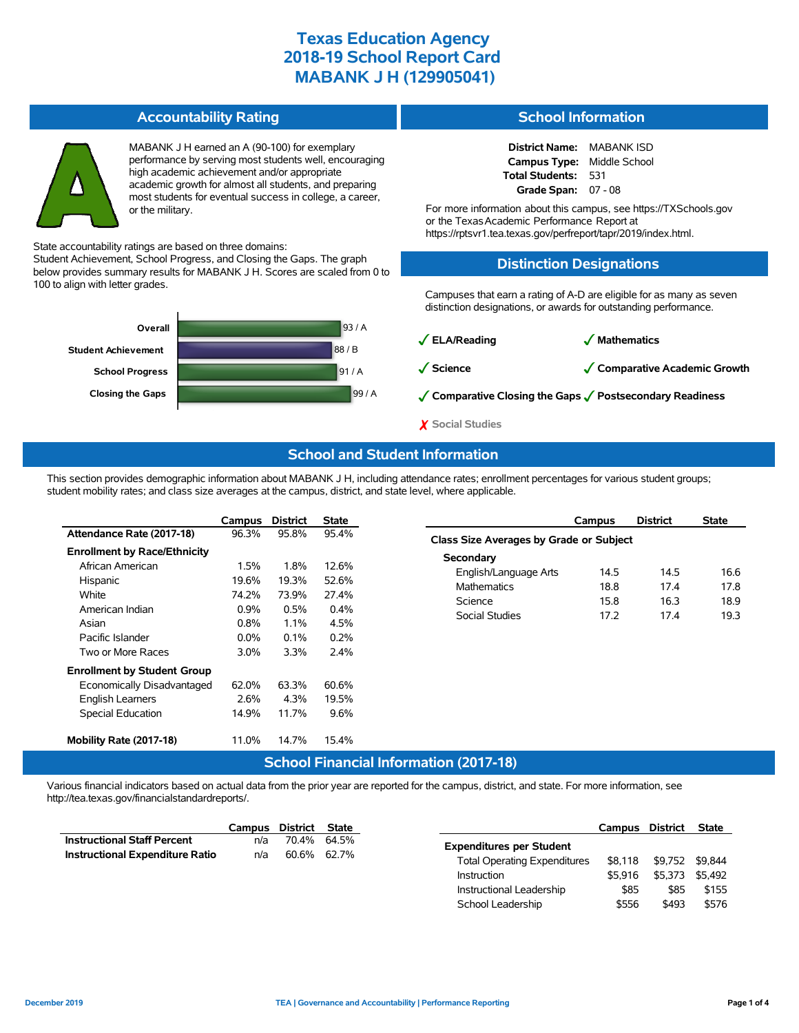# Texas Education Agency
# 2018-19 School Report Card
# MABANK J H (129905041)

## Accountability Rating

A

MABANK J H earned an A (90-100) for exemplary performance by serving most students well, encouraging high academic achievement and/or appropriate academic growth for almost all students, and preparing most students for eventual success in college, a career, or the military.

State accountability ratings are based on three domains: Student Achievement, School Progress, and Closing the Gaps. The graph below provides summary results for MABANK J H. Scores are scaled from 0 to 100 to align with letter grades.

| Domain | Score / Grade |
|---|---|
| Overall | 93 / A |
| Student Achievement | 88 / B |
| School Progress | 91 / A |
| Closing the Gaps | 99 / A |

## School Information

**District Name:** MABANK ISD
**Campus Type:** Middle School
**Total Students:** 531
**Grade Span:** 07 - 08

For more information about this campus, see https://TXSchools.gov or the Texas Academic Performance Report at https://rptsvr1.tea.texas.gov/perfreport/tapr/2019/index.html.

## Distinction Designations

Campuses that earn a rating of A-D are eligible for as many as seven distinction designations, or awards for outstanding performance.

- ✓ ELA/Reading
- ✓ Mathematics
- ✓ Science
- ✓ Comparative Academic Growth
- ✓ Comparative Closing the Gaps
- ✓ Postsecondary Readiness
- ✗ Social Studies

## School and Student Information

This section provides demographic information about MABANK J H, including attendance rates; enrollment percentages for various student groups; student mobility rates; and class size averages at the campus, district, and state level, where applicable.

| | Campus | District | State |
|---|---|---|---|
| **Attendance Rate (2017-18)** | 96.3% | 95.8% | 95.4% |
| **Enrollment by Race/Ethnicity** | | | |
| African American | 1.5% | 1.8% | 12.6% |
| Hispanic | 19.6% | 19.3% | 52.6% |
| White | 74.2% | 73.9% | 27.4% |
| American Indian | 0.9% | 0.5% | 0.4% |
| Asian | 0.8% | 1.1% | 4.5% |
| Pacific Islander | 0.0% | 0.1% | 0.2% |
| Two or More Races | 3.0% | 3.3% | 2.4% |
| **Enrollment by Student Group** | | | |
| Economically Disadvantaged | 62.0% | 63.3% | 60.6% |
| English Learners | 2.6% | 4.3% | 19.5% |
| Special Education | 14.9% | 11.7% | 9.6% |
| **Mobility Rate (2017-18)** | 11.0% | 14.7% | 15.4% |

| | Campus | District | State |
|---|---|---|---|
| **Class Size Averages by Grade or Subject** | | | |
| **Secondary** | | | |
| English/Language Arts | 14.5 | 14.5 | 16.6 |
| Mathematics | 18.8 | 17.4 | 17.8 |
| Science | 15.8 | 16.3 | 18.9 |
| Social Studies | 17.2 | 17.4 | 19.3 |

## School Financial Information (2017-18)

Various financial indicators based on actual data from the prior year are reported for the campus, district, and state. For more information, see http://tea.texas.gov/financialstandardreports/.

| | Campus | District | State |
|---|---|---|---|
| **Instructional Staff Percent** | n/a | 70.4% | 64.5% |
| **Instructional Expenditure Ratio** | n/a | 60.6% | 62.7% |

| | Campus | District | State |
|---|---|---|---|
| **Expenditures per Student** | | | |
| Total Operating Expenditures | $8,118 | $9,752 | $9,844 |
| Instruction | $5,916 | $5,373 | $5,492 |
| Instructional Leadership | $85 | $85 | $155 |
| School Leadership | $556 | $493 | $576 |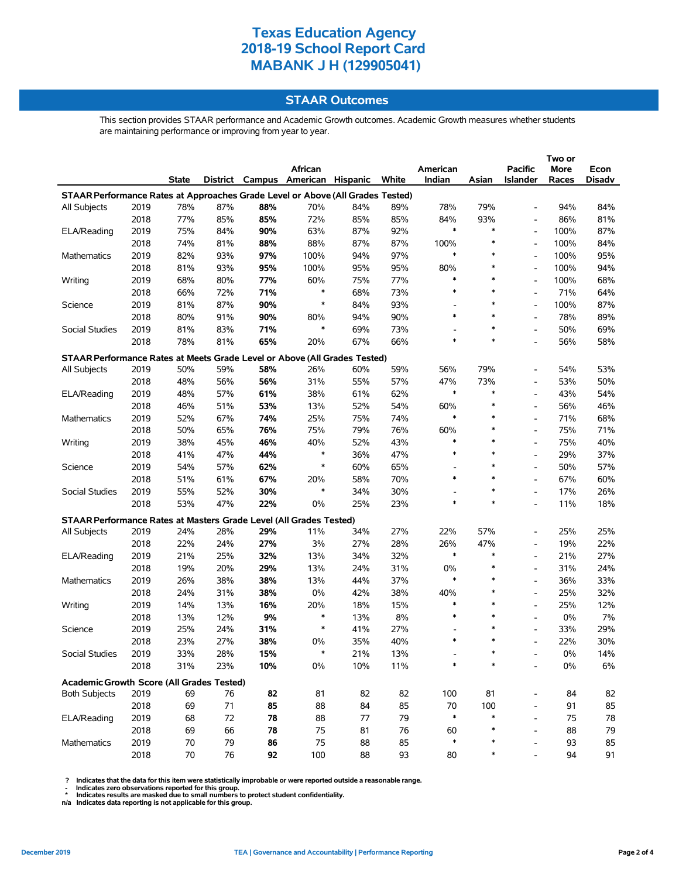# Texas Education Agency
# 2018-19 School Report Card
# MABANK J H (129905041)

## STAAR Outcomes

This section provides STAAR performance and Academic Growth outcomes. Academic Growth measures whether students are maintaining performance or improving from year to year.

| | | State | District | Campus | African American | Hispanic | White | American Indian | Asian | Pacific Islander | Two or More Races | Econ Disadv |
|---|---|---|---|---|---|---|---|---|---|---|---|---|
| **STAAR Performance Rates at Approaches Grade Level or Above (All Grades Tested)** | | | | | | | | | | | | |
| All Subjects | 2019 | 78% | 87% | **88%** | 70% | 84% | 89% | 78% | 79% | - | 94% | 84% |
| | 2018 | 77% | 85% | **85%** | 72% | 85% | 85% | 84% | 93% | - | 86% | 81% |
| ELA/Reading | 2019 | 75% | 84% | **90%** | 63% | 87% | 92% | * | * | - | 100% | 87% |
| | 2018 | 74% | 81% | **88%** | 88% | 87% | 87% | 100% | * | - | 100% | 84% |
| Mathematics | 2019 | 82% | 93% | **97%** | 100% | 94% | 97% | * | * | - | 100% | 95% |
| | 2018 | 81% | 93% | **95%** | 100% | 95% | 95% | 80% | * | - | 100% | 94% |
| Writing | 2019 | 68% | 80% | **77%** | 60% | 75% | 77% | * | * | - | 100% | 68% |
| | 2018 | 66% | 72% | **71%** | * | 68% | 73% | * | * | - | 71% | 64% |
| Science | 2019 | 81% | 87% | **90%** | * | 84% | 93% | - | * | - | 100% | 87% |
| | 2018 | 80% | 91% | **90%** | 80% | 94% | 90% | * | * | - | 78% | 89% |
| Social Studies | 2019 | 81% | 83% | **71%** | * | 69% | 73% | - | * | - | 50% | 69% |
| | 2018 | 78% | 81% | **65%** | 20% | 67% | 66% | * | * | - | 56% | 58% |
| **STAAR Performance Rates at Meets Grade Level or Above (All Grades Tested)** | | | | | | | | | | | | |
| All Subjects | 2019 | 50% | 59% | **58%** | 26% | 60% | 59% | 56% | 79% | - | 54% | 53% |
| | 2018 | 48% | 56% | **56%** | 31% | 55% | 57% | 47% | 73% | - | 53% | 50% |
| ELA/Reading | 2019 | 48% | 57% | **61%** | 38% | 61% | 62% | * | * | - | 43% | 54% |
| | 2018 | 46% | 51% | **53%** | 13% | 52% | 54% | 60% | * | - | 56% | 46% |
| Mathematics | 2019 | 52% | 67% | **74%** | 25% | 75% | 74% | * | * | - | 71% | 68% |
| | 2018 | 50% | 65% | **76%** | 75% | 79% | 76% | 60% | * | - | 75% | 71% |
| Writing | 2019 | 38% | 45% | **46%** | 40% | 52% | 43% | * | * | - | 75% | 40% |
| | 2018 | 41% | 47% | **44%** | * | 36% | 47% | * | * | - | 29% | 37% |
| Science | 2019 | 54% | 57% | **62%** | * | 60% | 65% | - | * | - | 50% | 57% |
| | 2018 | 51% | 61% | **67%** | 20% | 58% | 70% | * | * | - | 67% | 60% |
| Social Studies | 2019 | 55% | 52% | **30%** | * | 34% | 30% | - | * | - | 17% | 26% |
| | 2018 | 53% | 47% | **22%** | 0% | 25% | 23% | * | * | - | 11% | 18% |
| **STAAR Performance Rates at Masters Grade Level (All Grades Tested)** | | | | | | | | | | | | |
| All Subjects | 2019 | 24% | 28% | **29%** | 11% | 34% | 27% | 22% | 57% | - | 25% | 25% |
| | 2018 | 22% | 24% | **27%** | 3% | 27% | 28% | 26% | 47% | - | 19% | 22% |
| ELA/Reading | 2019 | 21% | 25% | **32%** | 13% | 34% | 32% | * | * | - | 21% | 27% |
| | 2018 | 19% | 20% | **29%** | 13% | 24% | 31% | 0% | * | - | 31% | 24% |
| Mathematics | 2019 | 26% | 38% | **38%** | 13% | 44% | 37% | * | * | - | 36% | 33% |
| | 2018 | 24% | 31% | **38%** | 0% | 42% | 38% | 40% | * | - | 25% | 32% |
| Writing | 2019 | 14% | 13% | **16%** | 20% | 18% | 15% | * | * | - | 25% | 12% |
| | 2018 | 13% | 12% | **9%** | * | 13% | 8% | * | * | - | 0% | 7% |
| Science | 2019 | 25% | 24% | **31%** | * | 41% | 27% | - | * | - | 33% | 29% |
| | 2018 | 23% | 27% | **38%** | 0% | 35% | 40% | * | * | - | 22% | 30% |
| Social Studies | 2019 | 33% | 28% | **15%** | * | 21% | 13% | - | * | - | 0% | 14% |
| | 2018 | 31% | 23% | **10%** | 0% | 10% | 11% | * | * | - | 0% | 6% |
| **Academic Growth Score (All Grades Tested)** | | | | | | | | | | | | |
| Both Subjects | 2019 | 69 | 76 | **82** | 81 | 82 | 82 | 100 | 81 | - | 84 | 82 |
| | 2018 | 69 | 71 | **85** | 88 | 84 | 85 | 70 | 100 | - | 91 | 85 |
| ELA/Reading | 2019 | 68 | 72 | **78** | 88 | 77 | 79 | * | * | - | 75 | 78 |
| | 2018 | 69 | 66 | **78** | 75 | 81 | 76 | 60 | * | - | 88 | 79 |
| Mathematics | 2019 | 70 | 79 | **86** | 75 | 88 | 85 | * | * | - | 93 | 85 |
| | 2018 | 70 | 76 | **92** | 100 | 88 | 93 | 80 | * | - | 94 | 91 |

? Indicates that the data for this item were statistically improbable or were reported outside a reasonable range.
\- Indicates zero observations reported for this group.
\* Indicates results are masked due to small numbers to protect student confidentiality.
n/a Indicates data reporting is not applicable for this group.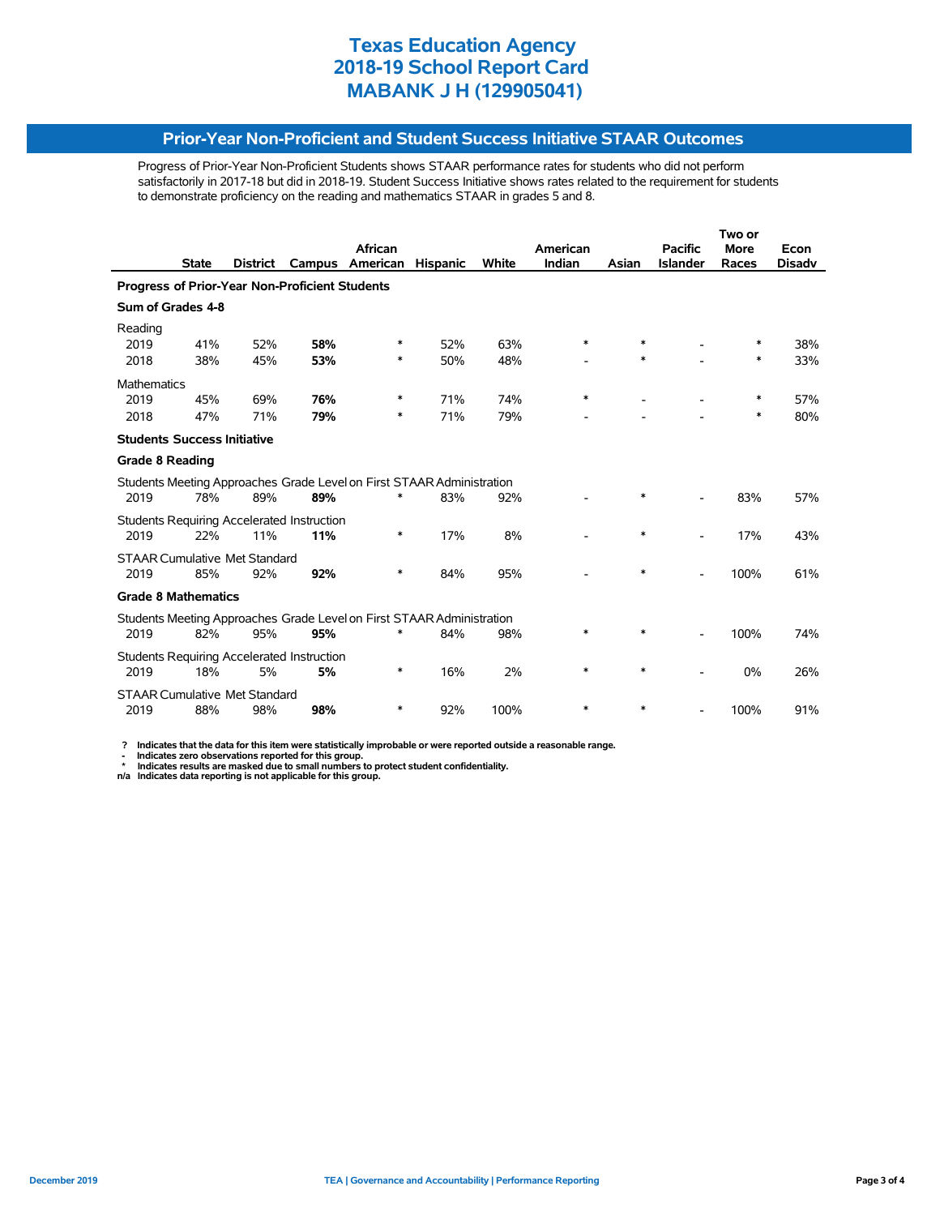# Texas Education Agency
# 2018-19 School Report Card
# MABANK J H (129905041)

## Prior-Year Non-Proficient and Student Success Initiative STAAR Outcomes

Progress of Prior-Year Non-Proficient Students shows STAAR performance rates for students who did not perform satisfactorily in 2017-18 but did in 2018-19. Student Success Initiative shows rates related to the requirement for students to demonstrate proficiency on the reading and mathematics STAAR in grades 5 and 8.

| | State | District | Campus | African American | Hispanic | White | American Indian | Asian | Pacific Islander | Two or More Races | Econ Disadv |
|---|---|---|---|---|---|---|---|---|---|---|---|
| **Progress of Prior-Year Non-Proficient Students** | | | | | | | | | | | |
| **Sum of Grades 4-8** | | | | | | | | | | | |
| Reading | | | | | | | | | | | |
| 2019 | 41% | 52% | **58%** | * | 52% | 63% | * | * | - | * | 38% |
| 2018 | 38% | 45% | **53%** | * | 50% | 48% | - | * | - | * | 33% |
| Mathematics | | | | | | | | | | | |
| 2019 | 45% | 69% | **76%** | * | 71% | 74% | * | - | - | * | 57% |
| 2018 | 47% | 71% | **79%** | * | 71% | 79% | - | - | - | * | 80% |
| **Students Success Initiative** | | | | | | | | | | | |
| **Grade 8 Reading** | | | | | | | | | | | |
| Students Meeting Approaches Grade Level on First STAAR Administration | | | | | | | | | | | |
| 2019 | 78% | 89% | **89%** | * | 83% | 92% | - | * | - | 83% | 57% |
| Students Requiring Accelerated Instruction | | | | | | | | | | | |
| 2019 | 22% | 11% | **11%** | * | 17% | 8% | - | * | - | 17% | 43% |
| STAAR Cumulative Met Standard | | | | | | | | | | | |
| 2019 | 85% | 92% | **92%** | * | 84% | 95% | - | * | - | 100% | 61% |
| **Grade 8 Mathematics** | | | | | | | | | | | |
| Students Meeting Approaches Grade Level on First STAAR Administration | | | | | | | | | | | |
| 2019 | 82% | 95% | **95%** | * | 84% | 98% | * | * | - | 100% | 74% |
| Students Requiring Accelerated Instruction | | | | | | | | | | | |
| 2019 | 18% | 5% | **5%** | * | 16% | 2% | * | * | - | 0% | 26% |
| STAAR Cumulative Met Standard | | | | | | | | | | | |
| 2019 | 88% | 98% | **98%** | * | 92% | 100% | * | * | - | 100% | 91% |

? Indicates that the data for this item were statistically improbable or were reported outside a reasonable range.
- Indicates zero observations reported for this group.
* Indicates results are masked due to small numbers to protect student confidentiality.
n/a Indicates data reporting is not applicable for this group.